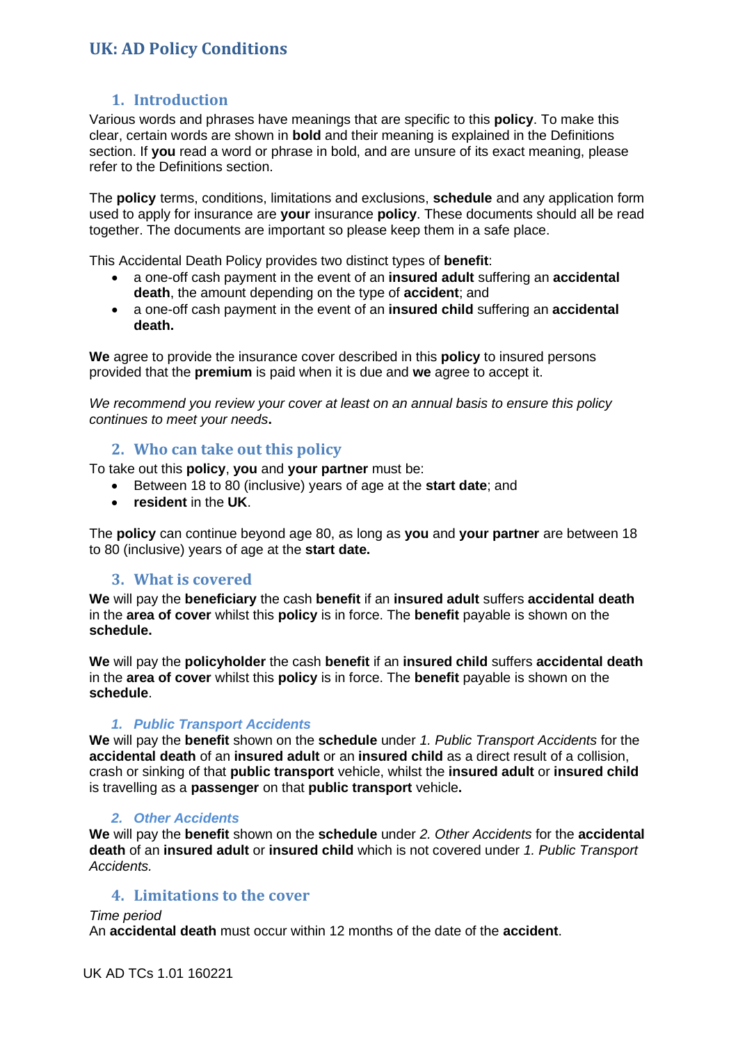# UK: AD Policy Conditions

## 1. Introduction

Various words and phrases have meanings that are specific to this **policy**. To make this clear, certain words are shown in **bold** and their meaning is explained in the Definitions section. If **you** read a word or phrase in bold, and are unsure of its exact meaning, please refer to the Definitions section.

The **policy** terms, conditions, limitations and exclusions, **schedule** and any application form used to apply for insurance are **your** insurance **policy**. These documents should all be read together. The documents are important so please keep them in a safe place.

This Accidental Death Policy provides two distinct types of **benefit**:

- a one-off cash payment in the event of an **insured adult** suffering an **accidental death**, the amount depending on the type of **accident**; and
- a one-off cash payment in the event of an **insured child** suffering an **accidental death.**

**We** agree to provide the insurance cover described in this **policy** to insured persons provided that the **premium** is paid when it is due and **we** agree to accept it.

*We recommend you review your cover at least on an annual basis to ensure this policy continues to meet your needs***.**

## 2. Who can take out this policy

To take out this **policy**, **you** and **your partner** must be:

- Between 18 to 80 (inclusive) years of age at the **start date**; and
- **resident** in the **UK**.

The **policy** can continue beyond age 80, as long as **you** and **your partner** are between 18 to 80 (inclusive) years of age at the **start date.**

## 3. What is covered

**We** will pay the **beneficiary** the cash **benefit** if an **insured adult** suffers **accidental death** in the **area of cover** whilst this **policy** is in force. The **benefit** payable is shown on the **schedule.**

**We** will pay the **policyholder** the cash **benefit** if an **insured child** suffers **accidental death** in the **area of cover** whilst this **policy** is in force. The **benefit** payable is shown on the **schedule**.

### *1. Public Transport Accidents*

**We** will pay the **benefit** shown on the **schedule** under *1. Public Transport Accidents* for the **accidental death** of an **insured adult** or an **insured child** as a direct result of a collision, crash or sinking of that **public transport** vehicle, whilst the **insured adult** or **insured child** is travelling as a **passenger** on that **public transport** vehicle**.**

### *2. Other Accidents*

**We** will pay the **benefit** shown on the **schedule** under *2. Other Accidents* for the **accidental death** of an **insured adult** or **insured child** which is not covered under *1. Public Transport Accidents.*

## 4. Limitations to the cover

*Time period*

An **accidental death** must occur within 12 months of the date of the **accident**.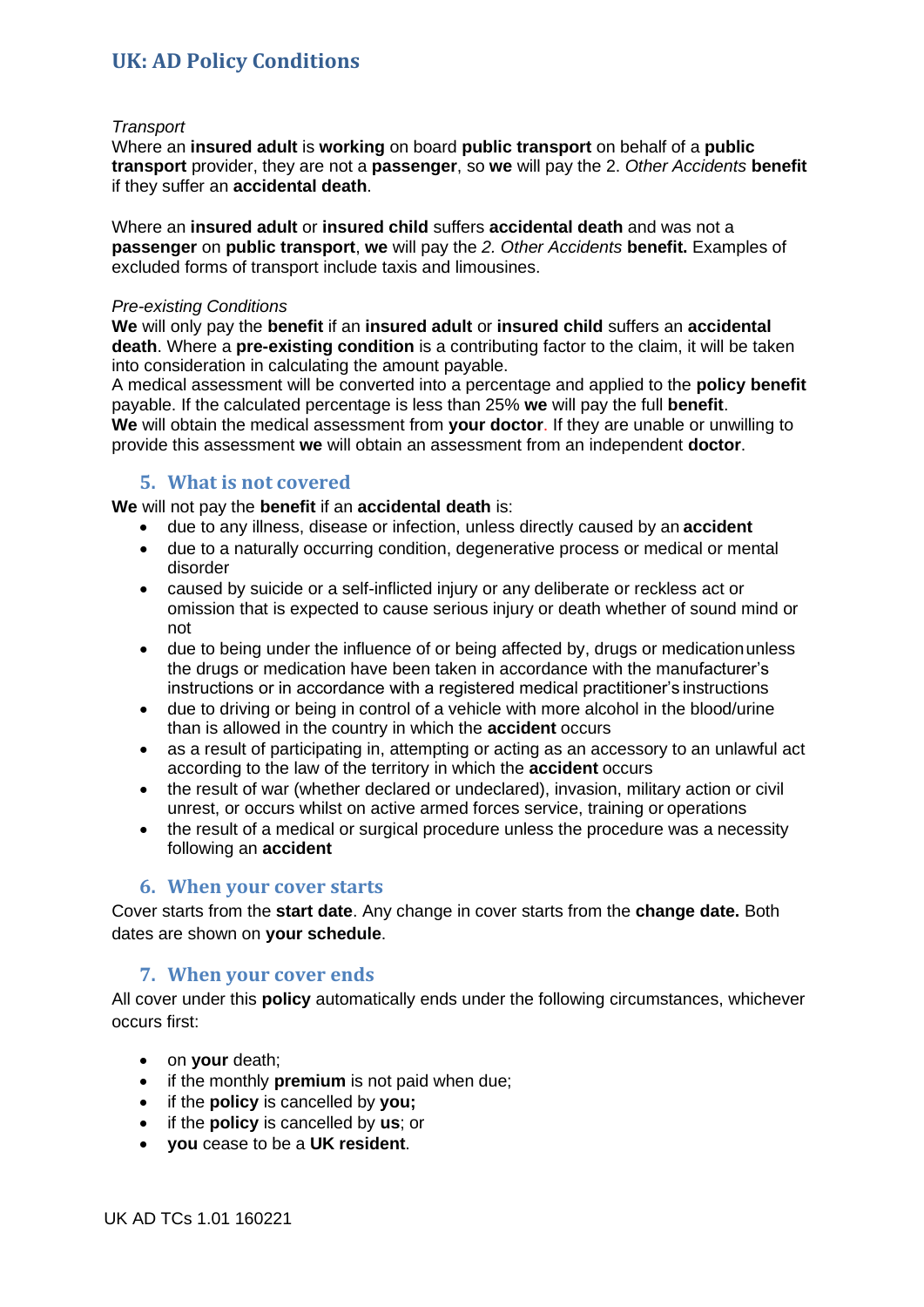*Transport*
Where an **insured adult** is **working** on board **public transport** on behalf of a **public transport** provider, they are not a **passenger**, so **we** will pay the 2. *Other Accidents* **benefit** if they suffer an **accidental death**.

Where an **insured adult** or **insured child** suffers **accidental death** and was not a **passenger** on **public transport**, **we** will pay the *2. Other Accidents* **benefit.** Examples of excluded forms of transport include taxis and limousines.

*Pre-existing Conditions*
**We** will only pay the **benefit** if an **insured adult** or **insured child** suffers an **accidental death**. Where a **pre-existing condition** is a contributing factor to the claim, it will be taken into consideration in calculating the amount payable.
A medical assessment will be converted into a percentage and applied to the **policy benefit** payable. If the calculated percentage is less than 25% **we** will pay the full **benefit**.
**We** will obtain the medical assessment from **your doctor**. If they are unable or unwilling to provide this assessment **we** will obtain an assessment from an independent **doctor**.

## 5. What is not covered

**We** will not pay the **benefit** if an **accidental death** is:

- due to any illness, disease or infection, unless directly caused by an **accident**
- due to a naturally occurring condition, degenerative process or medical or mental disorder
- caused by suicide or a self-inflicted injury or any deliberate or reckless act or omission that is expected to cause serious injury or death whether of sound mind or not
- due to being under the influence of or being affected by, drugs or medication unless the drugs or medication have been taken in accordance with the manufacturer's instructions or in accordance with a registered medical practitioner's instructions
- due to driving or being in control of a vehicle with more alcohol in the blood/urine than is allowed in the country in which the **accident** occurs
- as a result of participating in, attempting or acting as an accessory to an unlawful act according to the law of the territory in which the **accident** occurs
- the result of war (whether declared or undeclared), invasion, military action or civil unrest, or occurs whilst on active armed forces service, training or operations
- the result of a medical or surgical procedure unless the procedure was a necessity following an **accident**

## 6. When your cover starts

Cover starts from the **start date**. Any change in cover starts from the **change date.** Both dates are shown on **your schedule**.

## 7. When your cover ends

All cover under this **policy** automatically ends under the following circumstances, whichever occurs first:

- on **your** death;
- if the monthly **premium** is not paid when due;
- if the **policy** is cancelled by **you;**
- if the **policy** is cancelled by **us**; or
- **you** cease to be a **UK resident**.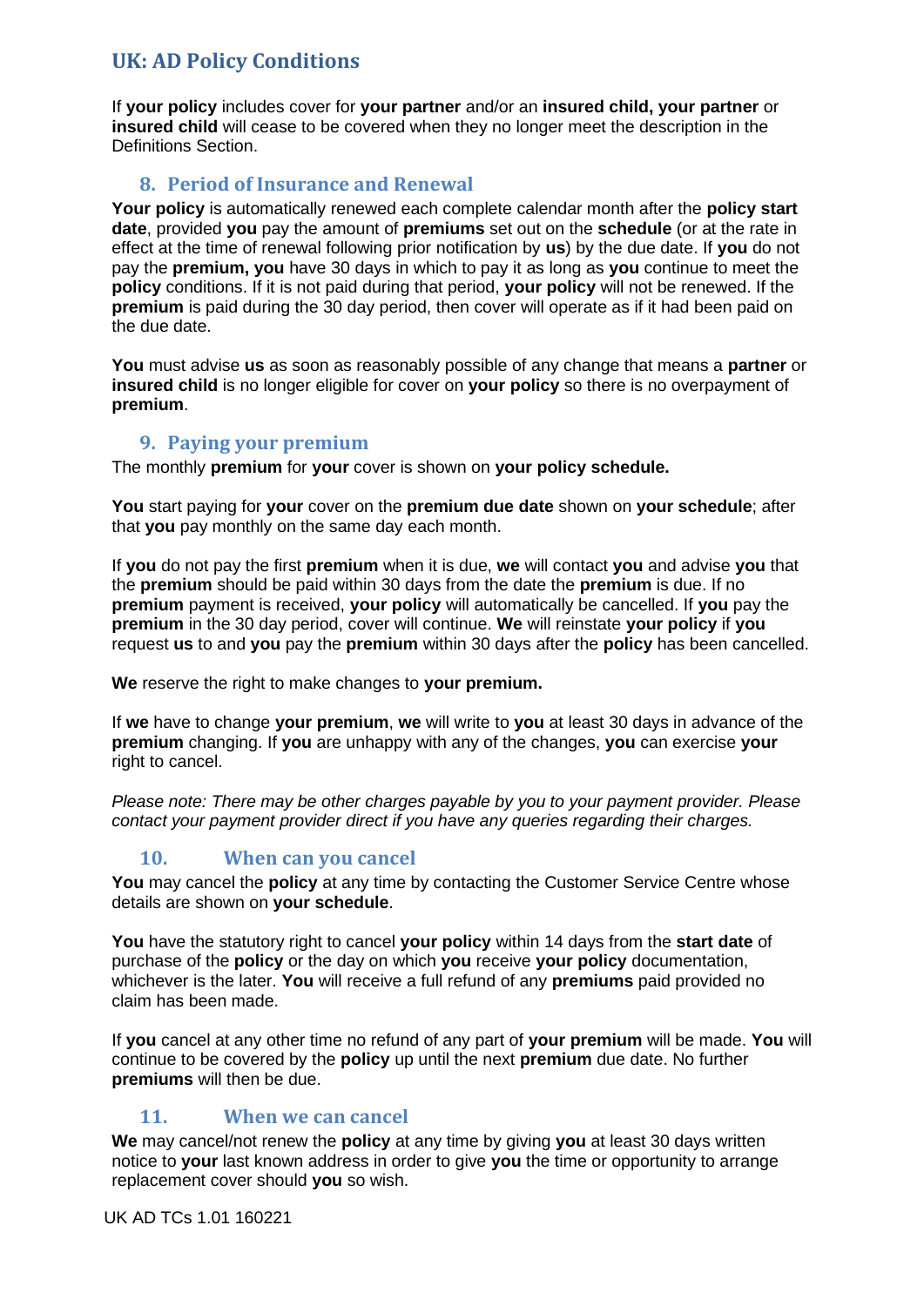If **your policy** includes cover for **your partner** and/or an **insured child, your partner** or **insured child** will cease to be covered when they no longer meet the description in the Definitions Section.

## 8. Period of Insurance and Renewal

**Your policy** is automatically renewed each complete calendar month after the **policy start date**, provided **you** pay the amount of **premiums** set out on the **schedule** (or at the rate in effect at the time of renewal following prior notification by **us**) by the due date. If **you** do not pay the **premium, you** have 30 days in which to pay it as long as **you** continue to meet the **policy** conditions. If it is not paid during that period, **your policy** will not be renewed. If the **premium** is paid during the 30 day period, then cover will operate as if it had been paid on the due date.

**You** must advise **us** as soon as reasonably possible of any change that means a **partner** or **insured child** is no longer eligible for cover on **your policy** so there is no overpayment of **premium**.

## 9. Paying your premium

The monthly **premium** for **your** cover is shown on **your policy schedule.**

**You** start paying for **your** cover on the **premium due date** shown on **your schedule**; after that **you** pay monthly on the same day each month.

If **you** do not pay the first **premium** when it is due, **we** will contact **you** and advise **you** that the **premium** should be paid within 30 days from the date the **premium** is due. If no **premium** payment is received, **your policy** will automatically be cancelled. If **you** pay the **premium** in the 30 day period, cover will continue. **We** will reinstate **your policy** if **you** request **us** to and **you** pay the **premium** within 30 days after the **policy** has been cancelled.

**We** reserve the right to make changes to **your premium.**

If **we** have to change **your premium**, **we** will write to **you** at least 30 days in advance of the **premium** changing. If **you** are unhappy with any of the changes, **you** can exercise **your** right to cancel.

*Please note: There may be other charges payable by you to your payment provider. Please contact your payment provider direct if you have any queries regarding their charges.*

## 10. When can you cancel

**You** may cancel the **policy** at any time by contacting the Customer Service Centre whose details are shown on **your schedule**.

**You** have the statutory right to cancel **your policy** within 14 days from the **start date** of purchase of the **policy** or the day on which **you** receive **your policy** documentation, whichever is the later. **You** will receive a full refund of any **premiums** paid provided no claim has been made.

If **you** cancel at any other time no refund of any part of **your premium** will be made. **You** will continue to be covered by the **policy** up until the next **premium** due date. No further **premiums** will then be due.

## 11. When we can cancel

**We** may cancel/not renew the **policy** at any time by giving **you** at least 30 days written notice to **your** last known address in order to give **you** the time or opportunity to arrange replacement cover should **you** so wish.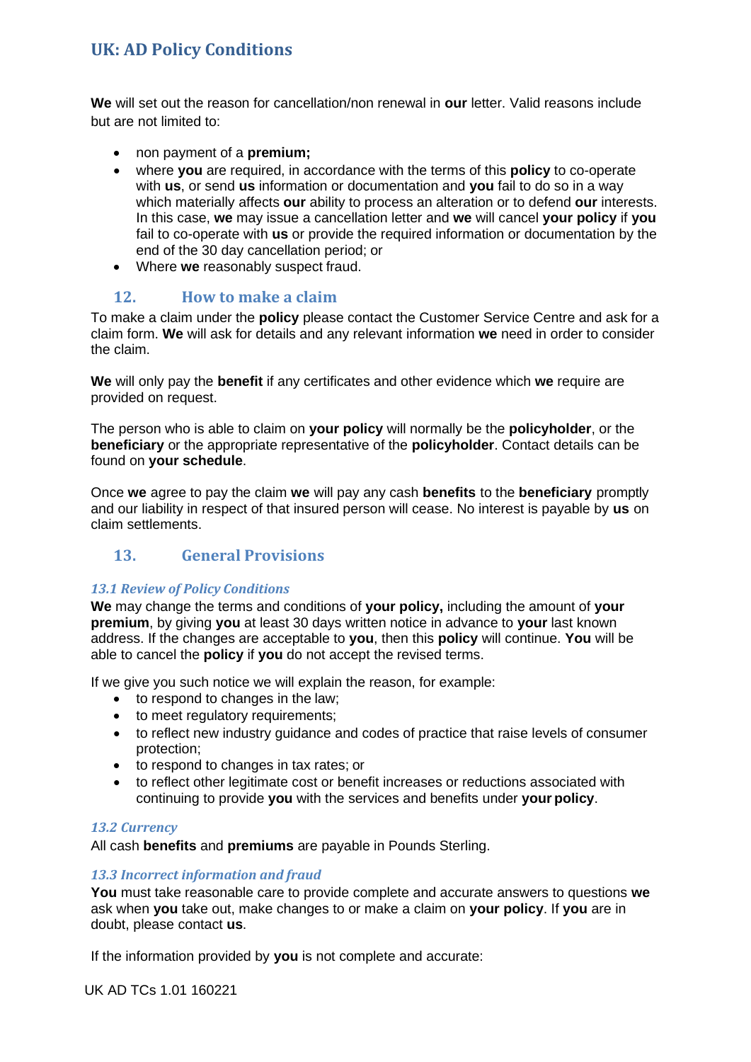**We** will set out the reason for cancellation/non renewal in **our** letter. Valid reasons include but are not limited to:

- non payment of a **premium;**
- where **you** are required, in accordance with the terms of this **policy** to co-operate with **us**, or send **us** information or documentation and **you** fail to do so in a way which materially affects **our** ability to process an alteration or to defend **our** interests. In this case, **we** may issue a cancellation letter and **we** will cancel **your policy** if **you** fail to co-operate with **us** or provide the required information or documentation by the end of the 30 day cancellation period; or
- Where **we** reasonably suspect fraud.

## 12. How to make a claim

To make a claim under the **policy** please contact the Customer Service Centre and ask for a claim form. **We** will ask for details and any relevant information **we** need in order to consider the claim.

**We** will only pay the **benefit** if any certificates and other evidence which **we** require are provided on request.

The person who is able to claim on **your policy** will normally be the **policyholder**, or the **beneficiary** or the appropriate representative of the **policyholder**. Contact details can be found on **your schedule**.

Once **we** agree to pay the claim **we** will pay any cash **benefits** to the **beneficiary** promptly and our liability in respect of that insured person will cease. No interest is payable by **us** on claim settlements.

## 13. General Provisions

### *13.1 Review of Policy Conditions*

**We** may change the terms and conditions of **your policy,** including the amount of **your premium**, by giving **you** at least 30 days written notice in advance to **your** last known address. If the changes are acceptable to **you**, then this **policy** will continue. **You** will be able to cancel the **policy** if **you** do not accept the revised terms.

If we give you such notice we will explain the reason, for example:

- to respond to changes in the law;
- to meet regulatory requirements;
- to reflect new industry guidance and codes of practice that raise levels of consumer protection;
- to respond to changes in tax rates; or
- to reflect other legitimate cost or benefit increases or reductions associated with continuing to provide **you** with the services and benefits under **your policy**.

### *13.2 Currency*

All cash **benefits** and **premiums** are payable in Pounds Sterling.

### *13.3 Incorrect information and fraud*

**You** must take reasonable care to provide complete and accurate answers to questions **we** ask when **you** take out, make changes to or make a claim on **your policy**. If **you** are in doubt, please contact **us**.

If the information provided by **you** is not complete and accurate: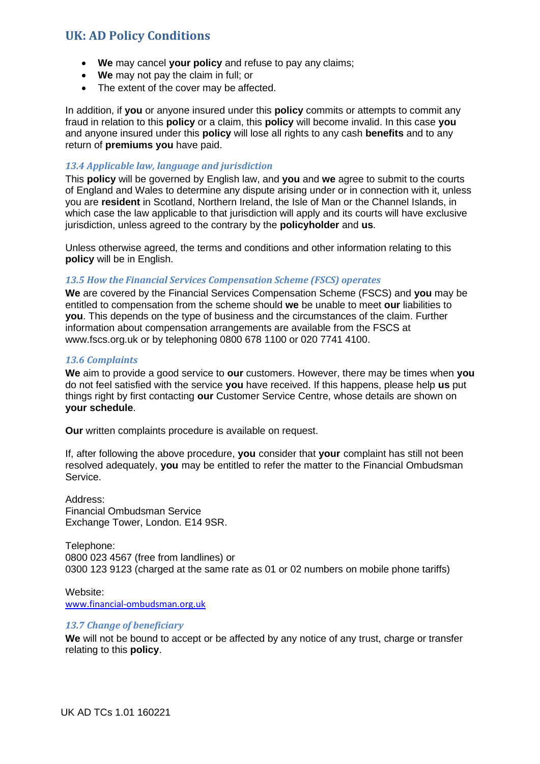- **We** may cancel **your policy** and refuse to pay any claims;
- **We** may not pay the claim in full; or
- The extent of the cover may be affected.

In addition, if **you** or anyone insured under this **policy** commits or attempts to commit any fraud in relation to this **policy** or a claim, this **policy** will become invalid. In this case **you** and anyone insured under this **policy** will lose all rights to any cash **benefits** and to any return of **premiums you** have paid.

### *13.4 Applicable law, language and jurisdiction*

This **policy** will be governed by English law, and **you** and **we** agree to submit to the courts of England and Wales to determine any dispute arising under or in connection with it, unless you are **resident** in Scotland, Northern Ireland, the Isle of Man or the Channel Islands, in which case the law applicable to that jurisdiction will apply and its courts will have exclusive jurisdiction, unless agreed to the contrary by the **policyholder** and **us**.

Unless otherwise agreed, the terms and conditions and other information relating to this **policy** will be in English.

### *13.5 How the Financial Services Compensation Scheme (FSCS) operates*

**We** are covered by the Financial Services Compensation Scheme (FSCS) and **you** may be entitled to compensation from the scheme should **we** be unable to meet **our** liabilities to **you**. This depends on the type of business and the circumstances of the claim. Further information about compensation arrangements are available from the FSCS at www.fscs.org.uk or by telephoning 0800 678 1100 or 020 7741 4100.

### *13.6 Complaints*

**We** aim to provide a good service to **our** customers. However, there may be times when **you** do not feel satisfied with the service **you** have received. If this happens, please help **us** put things right by first contacting **our** Customer Service Centre, whose details are shown on **your schedule**.

**Our** written complaints procedure is available on request.

If, after following the above procedure, **you** consider that **your** complaint has still not been resolved adequately, **you** may be entitled to refer the matter to the Financial Ombudsman Service.

Address:
Financial Ombudsman Service
Exchange Tower, London. E14 9SR.

Telephone:
0800 023 4567 (free from landlines) or
0300 123 9123 (charged at the same rate as 01 or 02 numbers on mobile phone tariffs)

Website:
www.financial-ombudsman.org.uk

### *13.7 Change of beneficiary*

**We** will not be bound to accept or be affected by any notice of any trust, charge or transfer relating to this **policy**.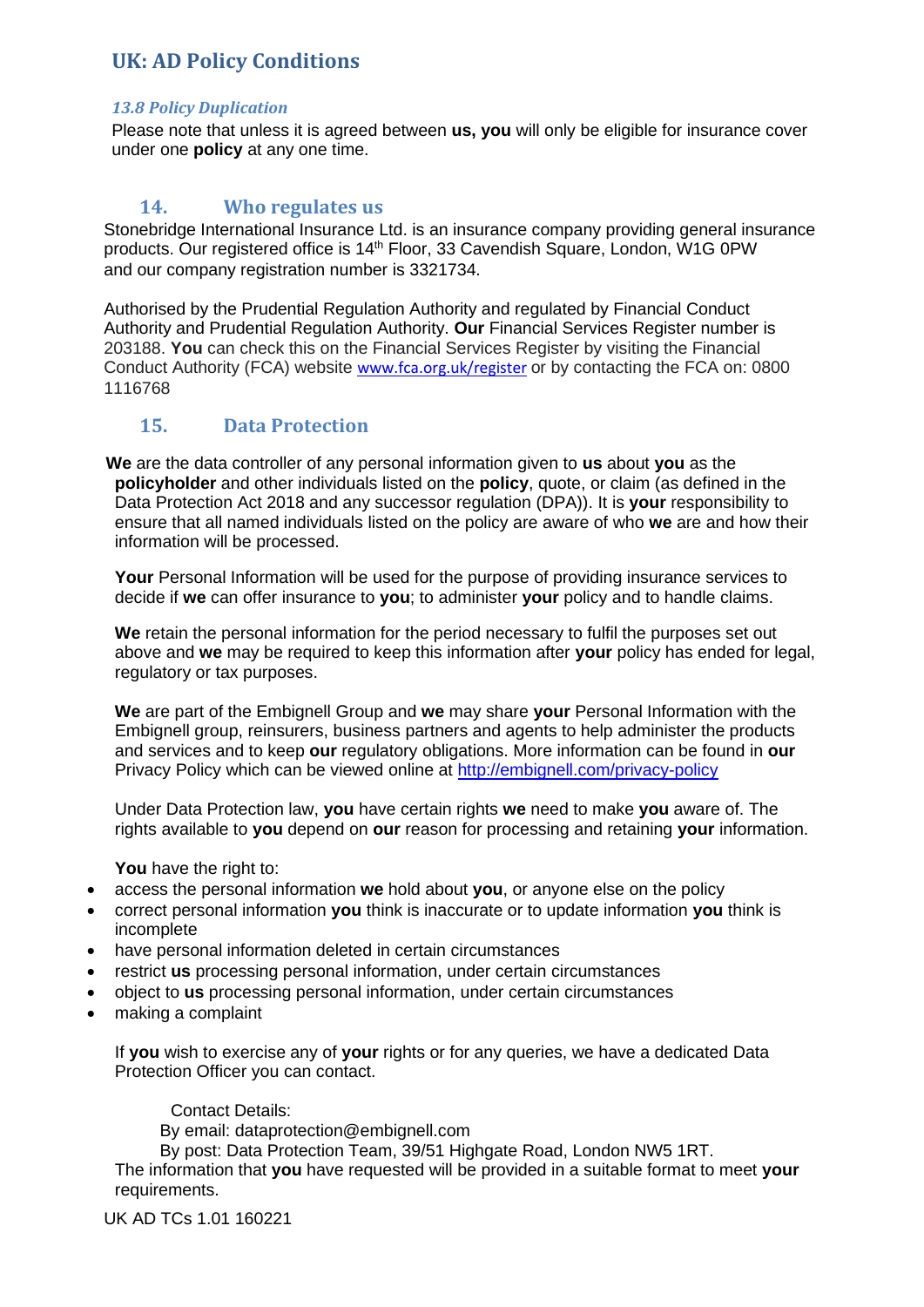# UK: AD Policy Conditions

### *13.8 Policy Duplication*

Please note that unless it is agreed between **us, you** will only be eligible for insurance cover under one **policy** at any one time.

## 14. Who regulates us

Stonebridge International Insurance Ltd. is an insurance company providing general insurance products. Our registered office is 14th Floor, 33 Cavendish Square, London, W1G 0PW and our company registration number is 3321734.

Authorised by the Prudential Regulation Authority and regulated by Financial Conduct Authority and Prudential Regulation Authority. **Our** Financial Services Register number is 203188. **You** can check this on the Financial Services Register by visiting the Financial Conduct Authority (FCA) website www.fca.org.uk/register or by contacting the FCA on: 0800 1116768

## 15. Data Protection

**We** are the data controller of any personal information given to **us** about **you** as the **policyholder** and other individuals listed on the **policy**, quote, or claim (as defined in the Data Protection Act 2018 and any successor regulation (DPA)). It is **your** responsibility to ensure that all named individuals listed on the policy are aware of who **we** are and how their information will be processed.

**Your** Personal Information will be used for the purpose of providing insurance services to decide if **we** can offer insurance to **you**; to administer **your** policy and to handle claims.

**We** retain the personal information for the period necessary to fulfil the purposes set out above and **we** may be required to keep this information after **your** policy has ended for legal, regulatory or tax purposes.

**We** are part of the Embignell Group and **we** may share **your** Personal Information with the Embignell group, reinsurers, business partners and agents to help administer the products and services and to keep **our** regulatory obligations. More information can be found in **our** Privacy Policy which can be viewed online at http://embignell.com/privacy-policy

Under Data Protection law, **you** have certain rights **we** need to make **you** aware of. The rights available to **you** depend on **our** reason for processing and retaining **your** information.

**You** have the right to:

- access the personal information **we** hold about **you**, or anyone else on the policy
- correct personal information **you** think is inaccurate or to update information **you** think is incomplete
- have personal information deleted in certain circumstances
- restrict **us** processing personal information, under certain circumstances
- object to **us** processing personal information, under certain circumstances
- making a complaint

If **you** wish to exercise any of **your** rights or for any queries, we have a dedicated Data Protection Officer you can contact.

Contact Details:
By email: dataprotection@embignell.com
By post: Data Protection Team, 39/51 Highgate Road, London NW5 1RT.

The information that **you** have requested will be provided in a suitable format to meet **your** requirements.

UK AD TCs 1.01 160221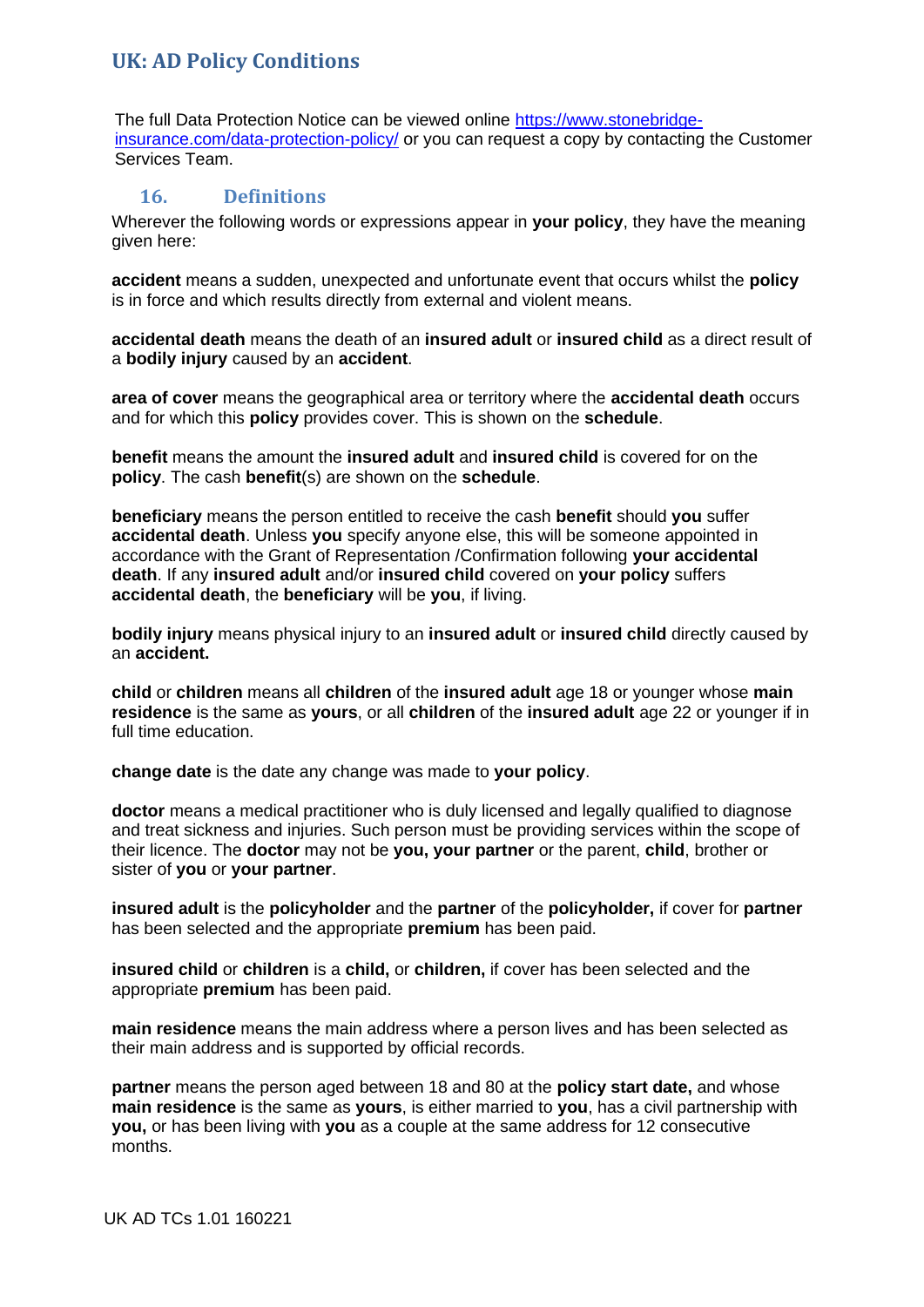The full Data Protection Notice can be viewed online [https://www.stonebridge-insurance.com/data-protection-policy/](https://www.stonebridge-insurance.com/data-protection-policy/) or you can request a copy by contacting the Customer Services Team.

## 16. Definitions

Wherever the following words or expressions appear in **your policy**, they have the meaning given here:

**accident** means a sudden, unexpected and unfortunate event that occurs whilst the **policy** is in force and which results directly from external and violent means.

**accidental death** means the death of an **insured adult** or **insured child** as a direct result of a **bodily injury** caused by an **accident**.

**area of cover** means the geographical area or territory where the **accidental death** occurs and for which this **policy** provides cover. This is shown on the **schedule**.

**benefit** means the amount the **insured adult** and **insured child** is covered for on the **policy**. The cash **benefit**(s) are shown on the **schedule**.

**beneficiary** means the person entitled to receive the cash **benefit** should **you** suffer **accidental death**. Unless **you** specify anyone else, this will be someone appointed in accordance with the Grant of Representation /Confirmation following **your accidental death**. If any **insured adult** and/or **insured child** covered on **your policy** suffers **accidental death**, the **beneficiary** will be **you**, if living.

**bodily injury** means physical injury to an **insured adult** or **insured child** directly caused by an **accident.**

**child** or **children** means all **children** of the **insured adult** age 18 or younger whose **main residence** is the same as **yours**, or all **children** of the **insured adult** age 22 or younger if in full time education.

**change date** is the date any change was made to **your policy**.

**doctor** means a medical practitioner who is duly licensed and legally qualified to diagnose and treat sickness and injuries. Such person must be providing services within the scope of their licence. The **doctor** may not be **you, your partner** or the parent, **child**, brother or sister of **you** or **your partner**.

**insured adult** is the **policyholder** and the **partner** of the **policyholder,** if cover for **partner** has been selected and the appropriate **premium** has been paid.

**insured child** or **children** is a **child,** or **children,** if cover has been selected and the appropriate **premium** has been paid.

**main residence** means the main address where a person lives and has been selected as their main address and is supported by official records.

**partner** means the person aged between 18 and 80 at the **policy start date,** and whose **main residence** is the same as **yours**, is either married to **you**, has a civil partnership with **you,** or has been living with **you** as a couple at the same address for 12 consecutive months.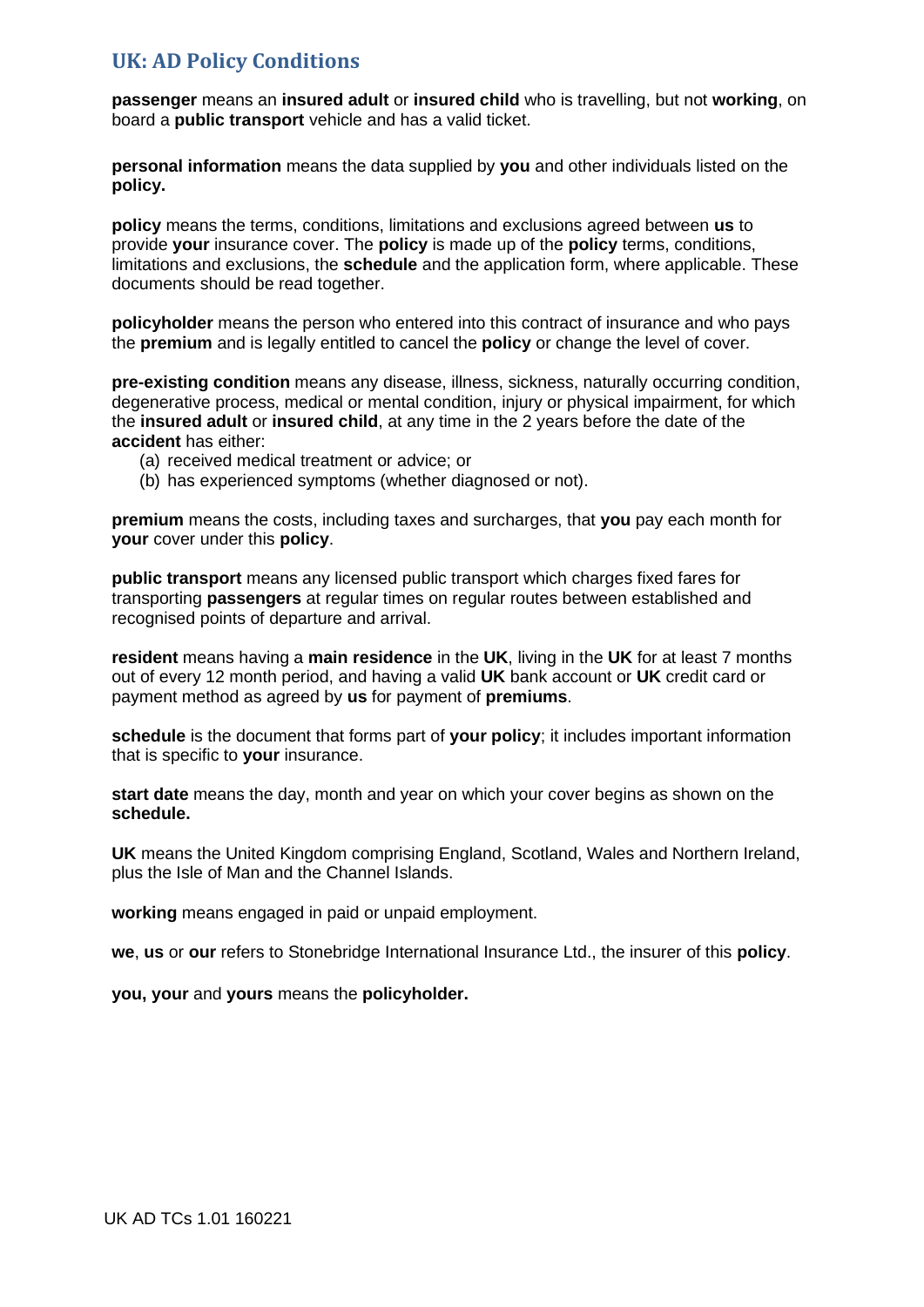## UK: AD Policy Conditions

**passenger** means an **insured adult** or **insured child** who is travelling, but not **working**, on board a **public transport** vehicle and has a valid ticket.

**personal information** means the data supplied by **you** and other individuals listed on the **policy.**

**policy** means the terms, conditions, limitations and exclusions agreed between **us** to provide **your** insurance cover. The **policy** is made up of the **policy** terms, conditions, limitations and exclusions, the **schedule** and the application form, where applicable. These documents should be read together.

**policyholder** means the person who entered into this contract of insurance and who pays the **premium** and is legally entitled to cancel the **policy** or change the level of cover.

**pre-existing condition** means any disease, illness, sickness, naturally occurring condition, degenerative process, medical or mental condition, injury or physical impairment, for which the **insured adult** or **insured child**, at any time in the 2 years before the date of the **accident** has either:

(a) received medical treatment or advice; or
(b) has experienced symptoms (whether diagnosed or not).

**premium** means the costs, including taxes and surcharges, that **you** pay each month for **your** cover under this **policy**.

**public transport** means any licensed public transport which charges fixed fares for transporting **passengers** at regular times on regular routes between established and recognised points of departure and arrival.

**resident** means having a **main residence** in the **UK**, living in the **UK** for at least 7 months out of every 12 month period, and having a valid **UK** bank account or **UK** credit card or payment method as agreed by **us** for payment of **premiums**.

**schedule** is the document that forms part of **your policy**; it includes important information that is specific to **your** insurance.

**start date** means the day, month and year on which your cover begins as shown on the **schedule.**

**UK** means the United Kingdom comprising England, Scotland, Wales and Northern Ireland, plus the Isle of Man and the Channel Islands.

**working** means engaged in paid or unpaid employment.

**we**, **us** or **our** refers to Stonebridge International Insurance Ltd., the insurer of this **policy**.

**you, your** and **yours** means the **policyholder.**

UK AD TCs 1.01 160221